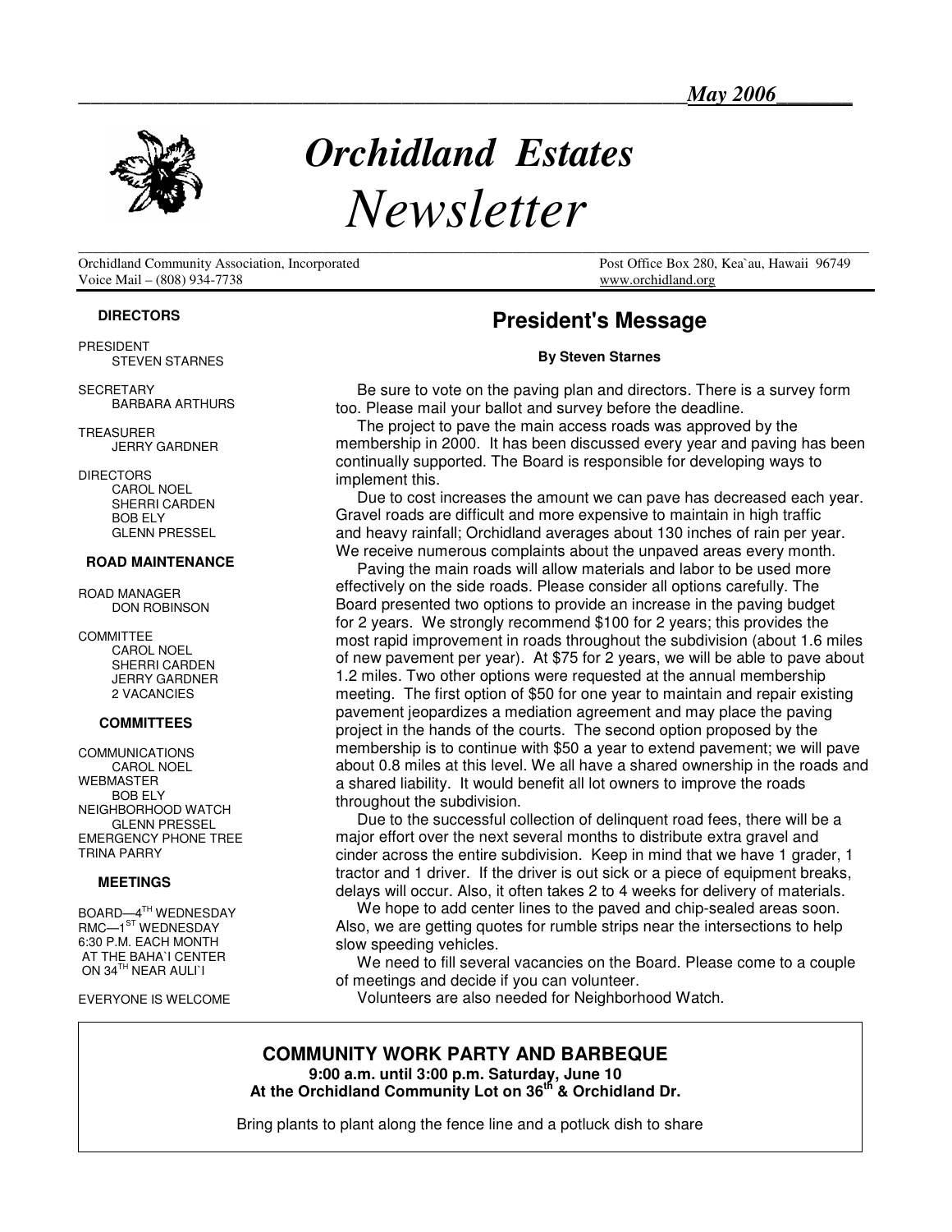May 2006

# Orchidland Estates Newsletter

Orchidland Community Association, Incorporated
Voice Mail – (808) 934-7738

Post Office Box 280, Kea`au, Hawaii 96749
www.orchidland.org

**DIRECTORS**

PRESIDENT
STEVEN STARNES

SECRETARY
BARBARA ARTHURS

TREASURER
JERRY GARDNER

DIRECTORS
CAROL NOEL
SHERRI CARDEN
BOB ELY
GLENN PRESSEL

**ROAD MAINTENANCE**

ROAD MANAGER
DON ROBINSON

COMMITTEE
CAROL NOEL
SHERRI CARDEN
JERRY GARDNER
2 VACANCIES

**COMMITTEES**

COMMUNICATIONS
CAROL NOEL
WEBMASTER
BOB ELY
NEIGHBORHOOD WATCH
GLENN PRESSEL
EMERGENCY PHONE TREE
TRINA PARRY

**MEETINGS**

BOARD—4TH WEDNESDAY
RMC—1ST WEDNESDAY
6:30 P.M. EACH MONTH
AT THE BAHA`I CENTER
ON 34TH NEAR AULI`I

EVERYONE IS WELCOME

## President's Message

**By Steven Starnes**

Be sure to vote on the paving plan and directors. There is a survey form too. Please mail your ballot and survey before the deadline.

The project to pave the main access roads was approved by the membership in 2000. It has been discussed every year and paving has been continually supported. The Board is responsible for developing ways to implement this.

Due to cost increases the amount we can pave has decreased each year. Gravel roads are difficult and more expensive to maintain in high traffic and heavy rainfall; Orchidland averages about 130 inches of rain per year. We receive numerous complaints about the unpaved areas every month.

Paving the main roads will allow materials and labor to be used more effectively on the side roads. Please consider all options carefully. The Board presented two options to provide an increase in the paving budget for 2 years. We strongly recommend $100 for 2 years; this provides the most rapid improvement in roads throughout the subdivision (about 1.6 miles of new pavement per year). At $75 for 2 years, we will be able to pave about 1.2 miles. Two other options were requested at the annual membership meeting. The first option of $50 for one year to maintain and repair existing pavement jeopardizes a mediation agreement and may place the paving project in the hands of the courts. The second option proposed by the membership is to continue with $50 a year to extend pavement; we will pave about 0.8 miles at this level. We all have a shared ownership in the roads and a shared liability. It would benefit all lot owners to improve the roads throughout the subdivision.

Due to the successful collection of delinquent road fees, there will be a major effort over the next several months to distribute extra gravel and cinder across the entire subdivision. Keep in mind that we have 1 grader, 1 tractor and 1 driver. If the driver is out sick or a piece of equipment breaks, delays will occur. Also, it often takes 2 to 4 weeks for delivery of materials.

We hope to add center lines to the paved and chip-sealed areas soon. Also, we are getting quotes for rumble strips near the intersections to help slow speeding vehicles.

We need to fill several vacancies on the Board. Please come to a couple of meetings and decide if you can volunteer.

Volunteers are also needed for Neighborhood Watch.

**COMMUNITY WORK PARTY AND BARBEQUE**
**9:00 a.m. until 3:00 p.m. Saturday, June 10**
**At the Orchidland Community Lot on 36th & Orchidland Dr.**

Bring plants to plant along the fence line and a potluck dish to share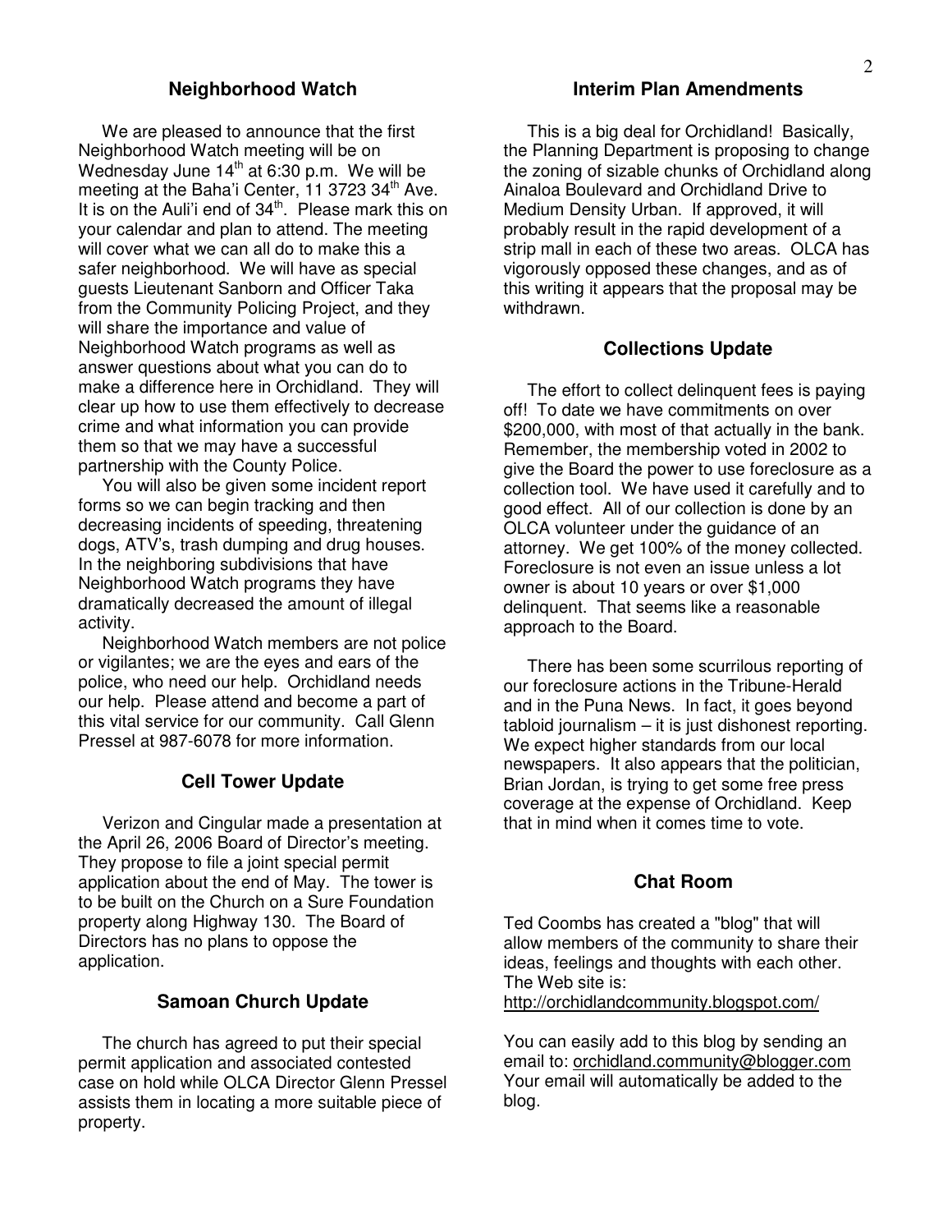## Neighborhood Watch

We are pleased to announce that the first Neighborhood Watch meeting will be on Wednesday June 14th at 6:30 p.m. We will be meeting at the Baha'i Center, 11 3723 34th Ave. It is on the Auli'i end of 34th. Please mark this on your calendar and plan to attend. The meeting will cover what we can all do to make this a safer neighborhood. We will have as special guests Lieutenant Sanborn and Officer Taka from the Community Policing Project, and they will share the importance and value of Neighborhood Watch programs as well as answer questions about what you can do to make a difference here in Orchidland. They will clear up how to use them effectively to decrease crime and what information you can provide them so that we may have a successful partnership with the County Police.

You will also be given some incident report forms so we can begin tracking and then decreasing incidents of speeding, threatening dogs, ATV's, trash dumping and drug houses. In the neighboring subdivisions that have Neighborhood Watch programs they have dramatically decreased the amount of illegal activity.

Neighborhood Watch members are not police or vigilantes; we are the eyes and ears of the police, who need our help. Orchidland needs our help. Please attend and become a part of this vital service for our community. Call Glenn Pressel at 987-6078 for more information.

## Cell Tower Update

Verizon and Cingular made a presentation at the April 26, 2006 Board of Director's meeting. They propose to file a joint special permit application about the end of May. The tower is to be built on the Church on a Sure Foundation property along Highway 130. The Board of Directors has no plans to oppose the application.

## Samoan Church Update

The church has agreed to put their special permit application and associated contested case on hold while OLCA Director Glenn Pressel assists them in locating a more suitable piece of property.

## Interim Plan Amendments

This is a big deal for Orchidland! Basically, the Planning Department is proposing to change the zoning of sizable chunks of Orchidland along Ainaloa Boulevard and Orchidland Drive to Medium Density Urban. If approved, it will probably result in the rapid development of a strip mall in each of these two areas. OLCA has vigorously opposed these changes, and as of this writing it appears that the proposal may be withdrawn.

## Collections Update

The effort to collect delinquent fees is paying off! To date we have commitments on over $200,000, with most of that actually in the bank. Remember, the membership voted in 2002 to give the Board the power to use foreclosure as a collection tool. We have used it carefully and to good effect. All of our collection is done by an OLCA volunteer under the guidance of an attorney. We get 100% of the money collected. Foreclosure is not even an issue unless a lot owner is about 10 years or over $1,000 delinquent. That seems like a reasonable approach to the Board.

There has been some scurrilous reporting of our foreclosure actions in the Tribune-Herald and in the Puna News. In fact, it goes beyond tabloid journalism – it is just dishonest reporting. We expect higher standards from our local newspapers. It also appears that the politician, Brian Jordan, is trying to get some free press coverage at the expense of Orchidland. Keep that in mind when it comes time to vote.

## Chat Room

Ted Coombs has created a "blog" that will allow members of the community to share their ideas, feelings and thoughts with each other. The Web site is: http://orchidlandcommunity.blogspot.com/

You can easily add to this blog by sending an email to: orchidland.community@blogger.com Your email will automatically be added to the blog.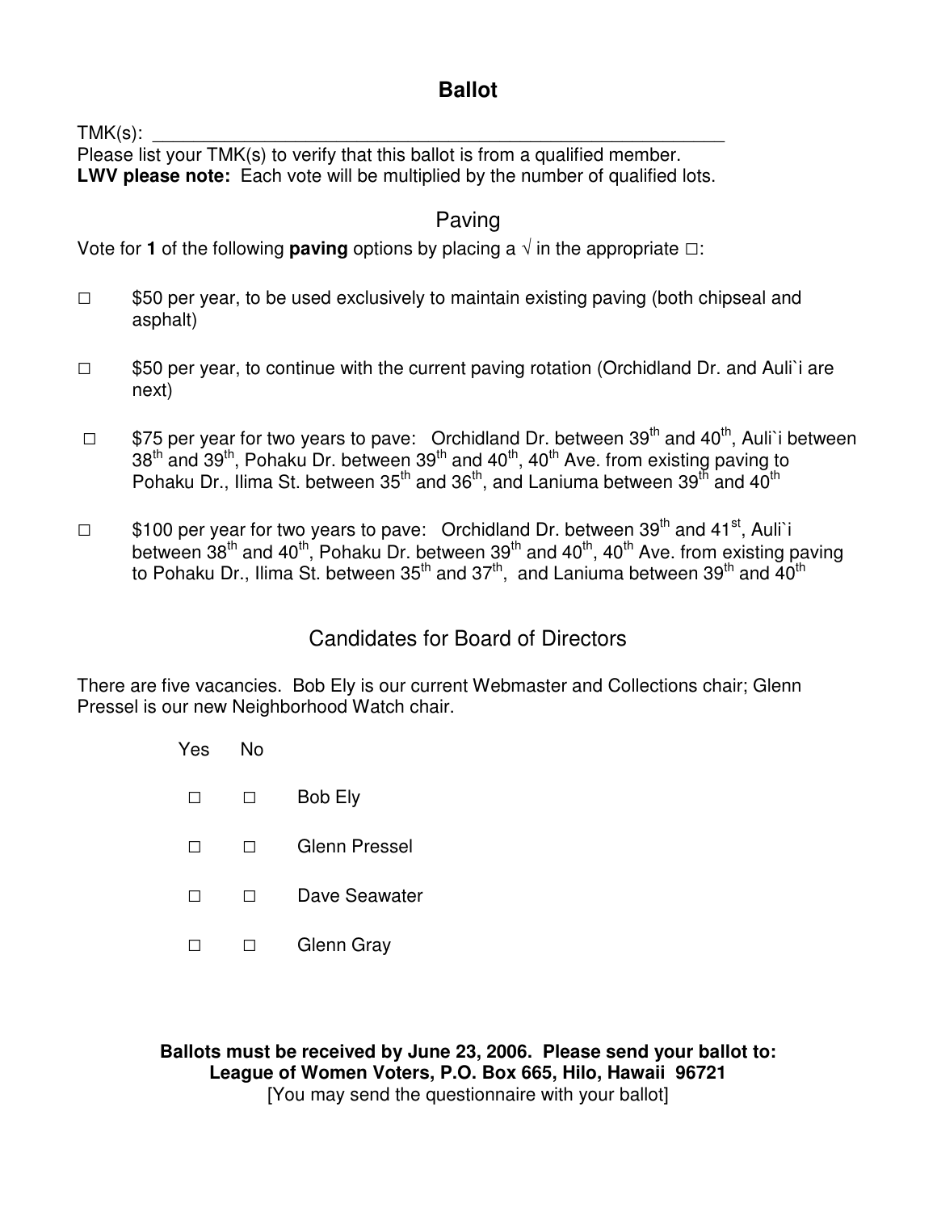# Ballot

TMK(s): ___________________________________________________________

Please list your TMK(s) to verify that this ballot is from a qualified member.
**LWV please note:** Each vote will be multiplied by the number of qualified lots.

## Paving

Vote for **1** of the following **paving** options by placing a √ in the appropriate □:

□ $50 per year, to be used exclusively to maintain existing paving (both chipseal and asphalt)

□ $50 per year, to continue with the current paving rotation (Orchidland Dr. and Auli`i are next)

□ $75 per year for two years to pave: Orchidland Dr. between 39th and 40th, Auli`i between 38th and 39th, Pohaku Dr. between 39th and 40th, 40th Ave. from existing paving to Pohaku Dr., Ilima St. between 35th and 36th, and Laniuma between 39th and 40th

□ $100 per year for two years to pave: Orchidland Dr. between 39th and 41st, Auli`i between 38th and 40th, Pohaku Dr. between 39th and 40th, 40th Ave. from existing paving to Pohaku Dr., Ilima St. between 35th and 37th, and Laniuma between 39th and 40th

## Candidates for Board of Directors

There are five vacancies. Bob Ely is our current Webmaster and Collections chair; Glenn Pressel is our new Neighborhood Watch chair.

| Yes | No | |
|---|---|---|
| □ | □ | Bob Ely |
| □ | □ | Glenn Pressel |
| □ | □ | Dave Seawater |
| □ | □ | Glenn Gray |

**Ballots must be received by June 23, 2006. Please send your ballot to:**
**League of Women Voters, P.O. Box 665, Hilo, Hawaii 96721**
[You may send the questionnaire with your ballot]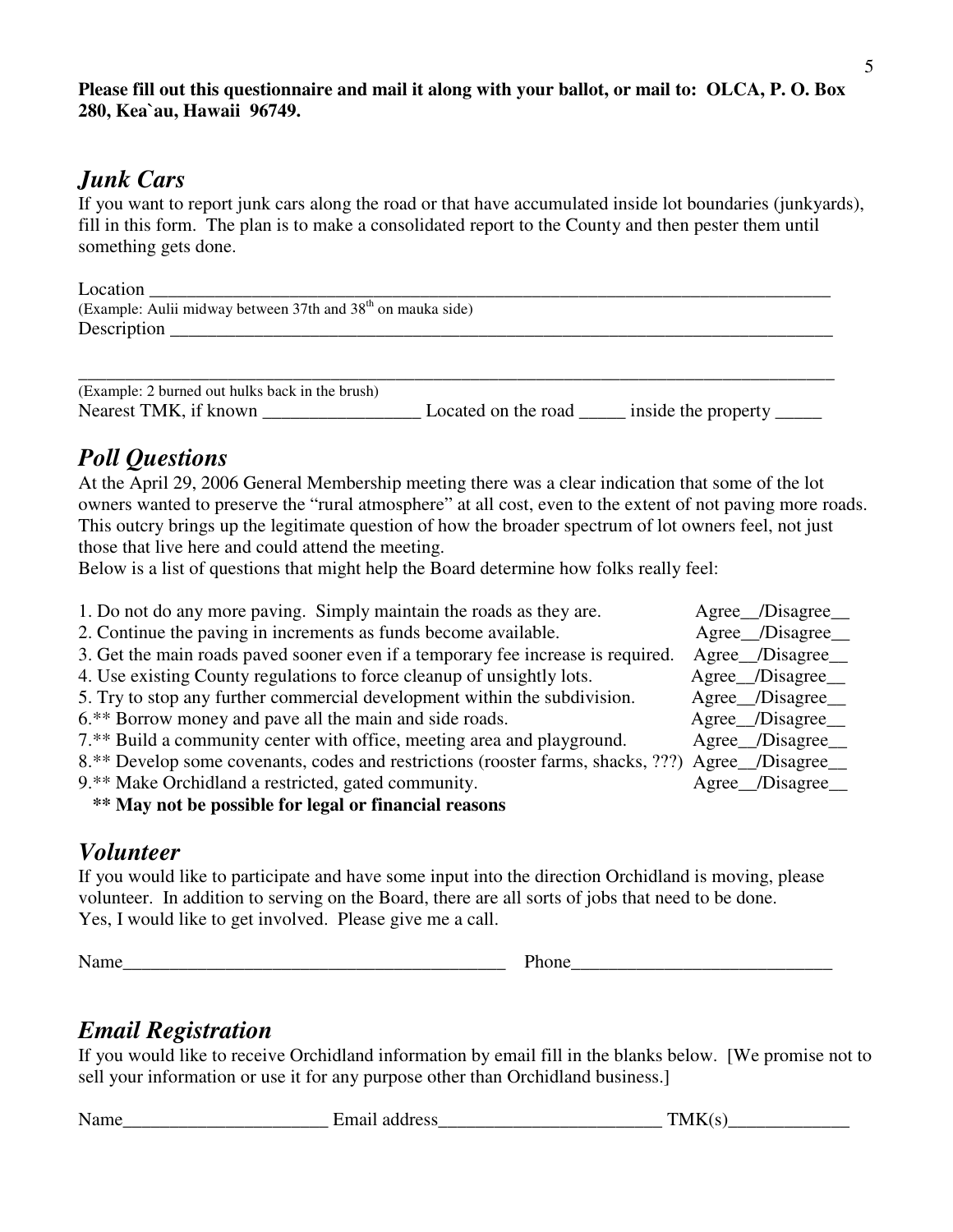**Please fill out this questionnaire and mail it along with your ballot, or mail to: OLCA, P. O. Box 280, Kea`au, Hawaii 96749.**

## *Junk Cars*

If you want to report junk cars along the road or that have accumulated inside lot boundaries (junkyards), fill in this form. The plan is to make a consolidated report to the County and then pester them until something gets done.

Location ______________________________________________________________________________

(Example: Aulii midway between 37th and 38th on mauka side)

Description ____________________________________________________________________________

_______________________________________________________________________________________

(Example: 2 burned out hulks back in the brush)

Nearest TMK, if known _________________ Located on the road _____ inside the property _____

## *Poll Questions*

At the April 29, 2006 General Membership meeting there was a clear indication that some of the lot owners wanted to preserve the "rural atmosphere" at all cost, even to the extent of not paving more roads. This outcry brings up the legitimate question of how the broader spectrum of lot owners feel, not just those that live here and could attend the meeting.

Below is a list of questions that might help the Board determine how folks really feel:

1. Do not do any more paving. Simply maintain the roads as they are. Agree__/Disagree__
2. Continue the paving in increments as funds become available. Agree__/Disagree__
3. Get the main roads paved sooner even if a temporary fee increase is required. Agree__/Disagree__
4. Use existing County regulations to force cleanup of unsightly lots. Agree__/Disagree__
5. Try to stop any further commercial development within the subdivision. Agree__/Disagree__
6.** Borrow money and pave all the main and side roads. Agree__/Disagree__
7.** Build a community center with office, meeting area and playground. Agree__/Disagree__
8.** Develop some covenants, codes and restrictions (rooster farms, shacks, ???) Agree__/Disagree__
9.** Make Orchidland a restricted, gated community. Agree__/Disagree__

**** May not be possible for legal or financial reasons**

## *Volunteer*

If you would like to participate and have some input into the direction Orchidland is moving, please volunteer. In addition to serving on the Board, there are all sorts of jobs that need to be done.
Yes, I would like to get involved. Please give me a call.

Name__________________________________________ Phone____________________________

## *Email Registration*

If you would like to receive Orchidland information by email fill in the blanks below. [We promise not to sell your information or use it for any purpose other than Orchidland business.]

Name______________________ Email address________________________ TMK(s)_____________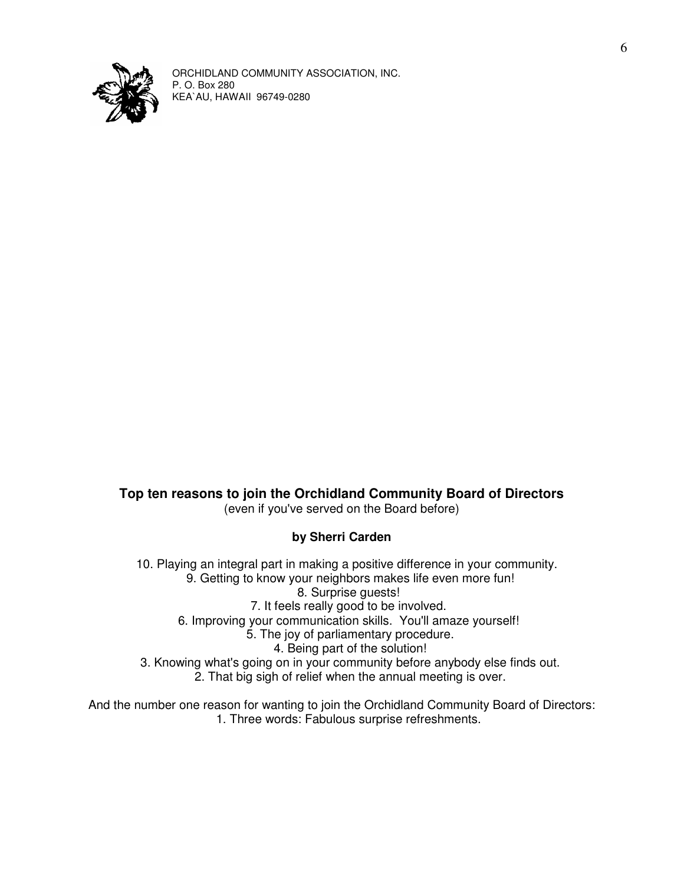ORCHIDLAND COMMUNITY ASSOCIATION, INC.
P. O. Box 280
KEA`AU, HAWAII 96749-0280

## Top ten reasons to join the Orchidland Community Board of Directors

(even if you've served on the Board before)

**by Sherri Carden**

10. Playing an integral part in making a positive difference in your community.
9. Getting to know your neighbors makes life even more fun!
8. Surprise guests!
7. It feels really good to be involved.
6. Improving your communication skills. You'll amaze yourself!
5. The joy of parliamentary procedure.
4. Being part of the solution!
3. Knowing what's going on in your community before anybody else finds out.
2. That big sigh of relief when the annual meeting is over.

And the number one reason for wanting to join the Orchidland Community Board of Directors:

1. Three words: Fabulous surprise refreshments.